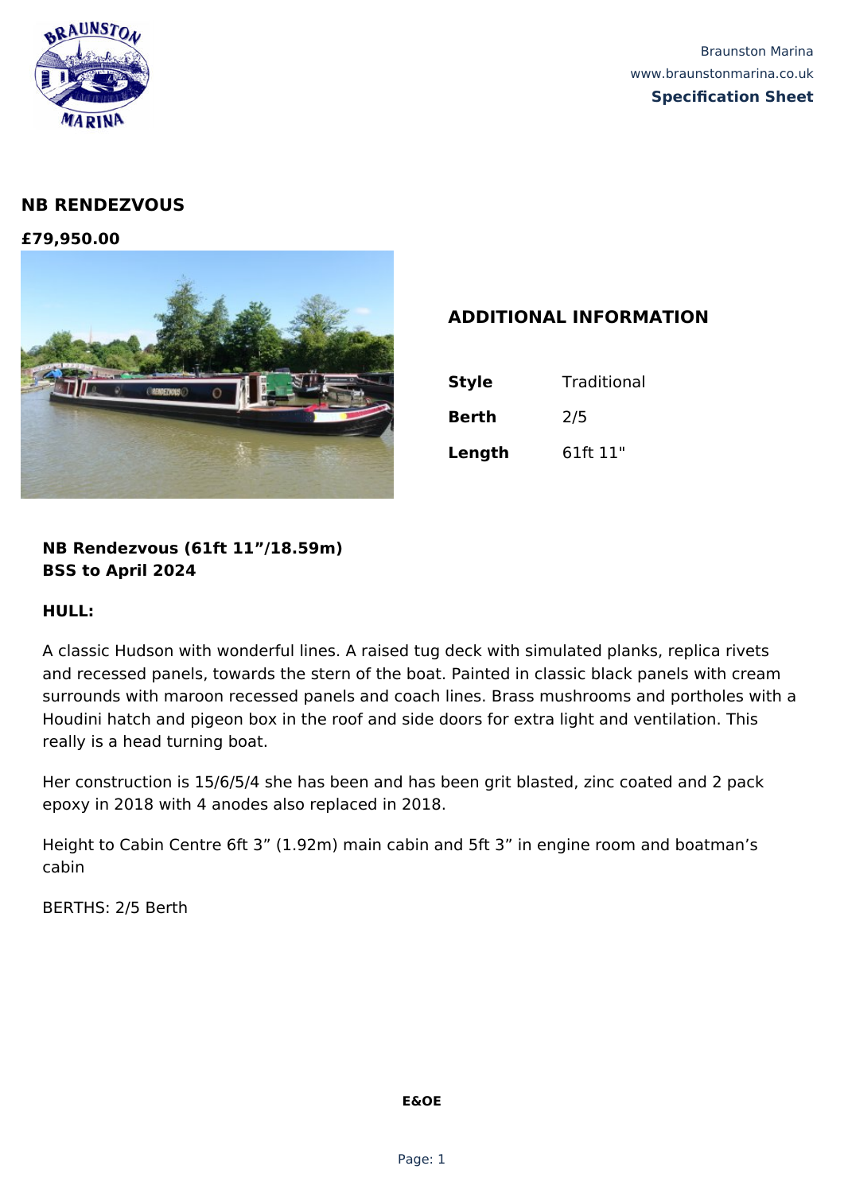Braunston Marina
www.braunstonmarina.co.uk
**Specification Sheet**

# NB RENDEZVOUS

**£79,950.00**

## ADDITIONAL INFORMATION

| | |
|---|---|
| **Style** | Traditional |
| **Berth** | 2/5 |
| **Length** | 61ft 11" |

**NB Rendezvous (61ft 11"/18.59m)**
**BSS to April 2024**

**HULL:**

A classic Hudson with wonderful lines. A raised tug deck with simulated planks, replica rivets and recessed panels, towards the stern of the boat. Painted in classic black panels with cream surrounds with maroon recessed panels and coach lines. Brass mushrooms and portholes with a Houdini hatch and pigeon box in the roof and side doors for extra light and ventilation. This really is a head turning boat.

Her construction is 15/6/5/4 she has been and has been grit blasted, zinc coated and 2 pack epoxy in 2018 with 4 anodes also replaced in 2018.

Height to Cabin Centre 6ft 3" (1.92m) main cabin and 5ft 3" in engine room and boatman's cabin

BERTHS: 2/5 Berth

**E&OE**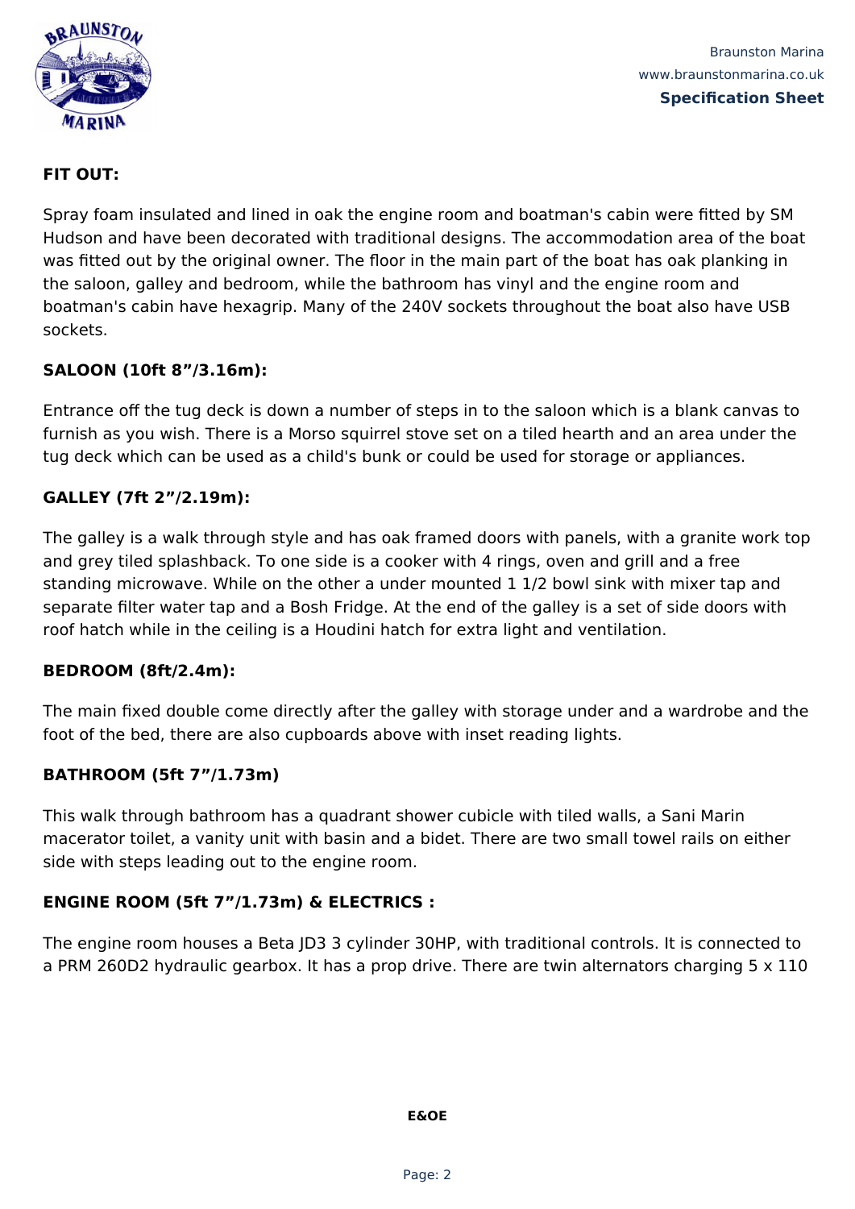**FIT OUT:**

Spray foam insulated and lined in oak the engine room and boatman's cabin were fitted by SM Hudson and have been decorated with traditional designs. The accommodation area of the boat was fitted out by the original owner. The floor in the main part of the boat has oak planking in the saloon, galley and bedroom, while the bathroom has vinyl and the engine room and boatman's cabin have hexagrip. Many of the 240V sockets throughout the boat also have USB sockets.

**SALOON (10ft 8"/3.16m):**

Entrance off the tug deck is down a number of steps in to the saloon which is a blank canvas to furnish as you wish. There is a Morso squirrel stove set on a tiled hearth and an area under the tug deck which can be used as a child's bunk or could be used for storage or appliances.

**GALLEY (7ft 2"/2.19m):**

The galley is a walk through style and has oak framed doors with panels, with a granite work top and grey tiled splashback. To one side is a cooker with 4 rings, oven and grill and a free standing microwave. While on the other a under mounted 1 1/2 bowl sink with mixer tap and separate filter water tap and a Bosh Fridge. At the end of the galley is a set of side doors with roof hatch while in the ceiling is a Houdini hatch for extra light and ventilation.

**BEDROOM (8ft/2.4m):**

The main fixed double come directly after the galley with storage under and a wardrobe and the foot of the bed, there are also cupboards above with inset reading lights.

**BATHROOM (5ft 7"/1.73m)**

This walk through bathroom has a quadrant shower cubicle with tiled walls, a Sani Marin macerator toilet, a vanity unit with basin and a bidet. There are two small towel rails on either side with steps leading out to the engine room.

**ENGINE ROOM (5ft 7"/1.73m) & ELECTRICS :**

The engine room houses a Beta JD3 3 cylinder 30HP, with traditional controls. It is connected to a PRM 260D2 hydraulic gearbox. It has a prop drive. There are twin alternators charging 5 x 110

**E&OE**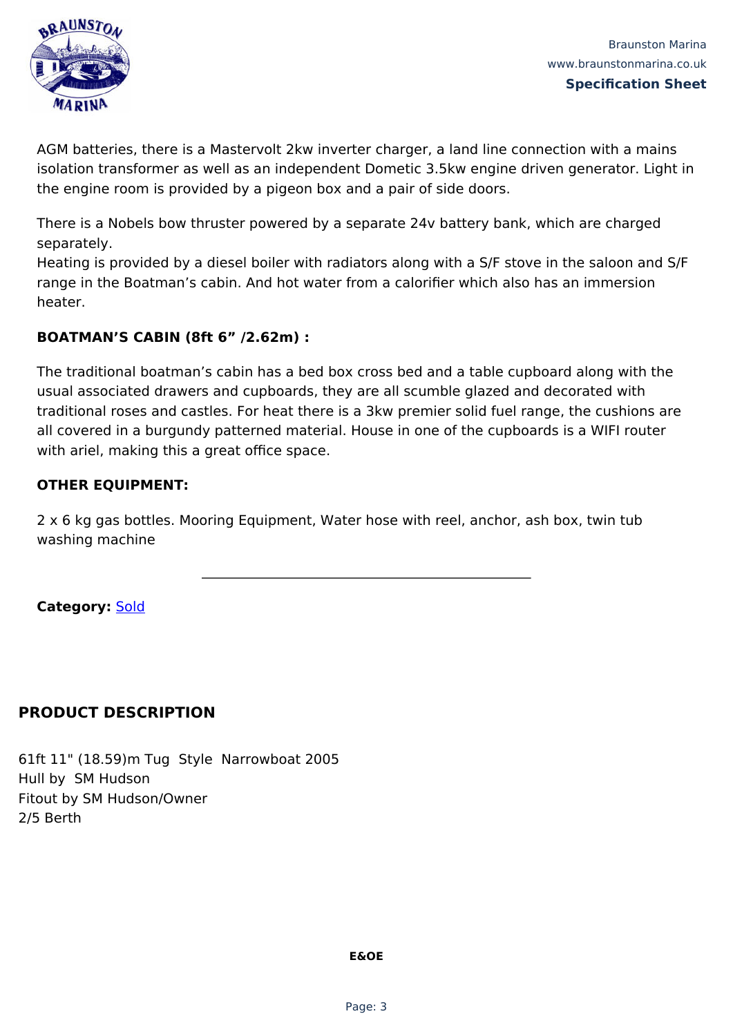AGM batteries, there is a Mastervolt 2kw inverter charger, a land line connection with a mains isolation transformer as well as an independent Dometic 3.5kw engine driven generator. Light in the engine room is provided by a pigeon box and a pair of side doors.

There is a Nobels bow thruster powered by a separate 24v battery bank, which are charged separately.
Heating is provided by a diesel boiler with radiators along with a S/F stove in the saloon and S/F range in the Boatman's cabin. And hot water from a calorifier which also has an immersion heater.

**BOATMAN'S CABIN (8ft 6" /2.62m) :**

The traditional boatman's cabin has a bed box cross bed and a table cupboard along with the usual associated drawers and cupboards, they are all scumble glazed and decorated with traditional roses and castles. For heat there is a 3kw premier solid fuel range, the cushions are all covered in a burgundy patterned material. House in one of the cupboards is a WIFI router with ariel, making this a great office space.

**OTHER EQUIPMENT:**

2 x 6 kg gas bottles. Mooring Equipment, Water hose with reel, anchor, ash box, twin tub washing machine

---

**Category:** Sold

## PRODUCT DESCRIPTION

61ft 11" (18.59)m Tug Style Narrowboat 2005
Hull by SM Hudson
Fitout by SM Hudson/Owner
2/5 Berth

**E&OE**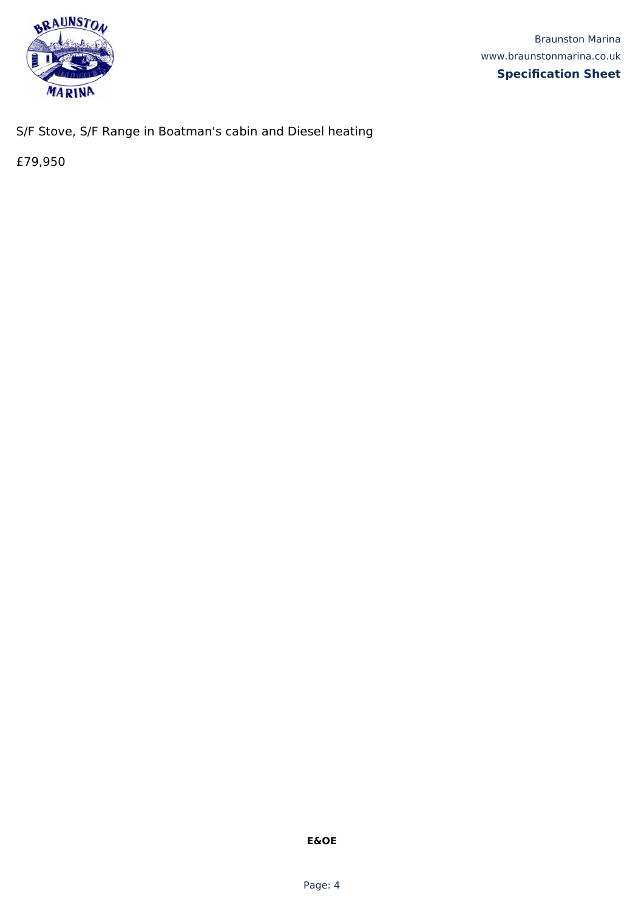S/F Stove, S/F Range in Boatman's cabin and Diesel heating

£79,950

**E&OE**